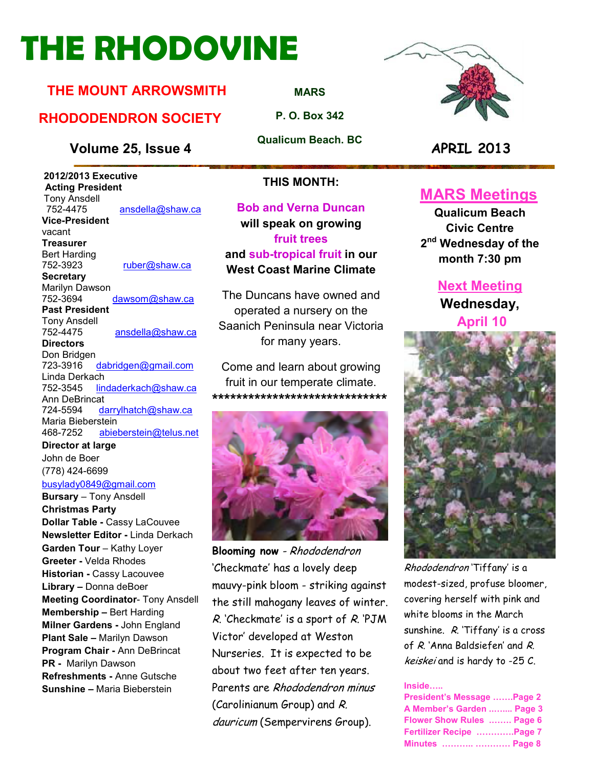# THE RHODOVINE

## THE MOUNT ARROWSMITH RHODODENDRON SOCIETY

**MARS**
**P. O. Box 342**
**Qualicum Beach. BC**

**Volume 25, Issue 4** — **APRIL 2013**

**2012/2013 Executive**

**Acting President**
Tony Ansdell
752-4475 ansdella@shaw.ca

**Vice-President**
vacant

**Treasurer**
Bert Harding
752-3923 ruber@shaw.ca

**Secretary**
Marilyn Dawson
752-3694 dawsom@shaw.ca

**Past President**
Tony Ansdell
752-4475 ansdella@shaw.ca

**Directors**
Don Bridgen
723-3916 dabridgen@gmail.com
Linda Derkach
752-3545 lindaderkach@shaw.ca
Ann DeBrincat
724-5594 darrylhatch@shaw.ca
Maria Bieberstein
468-7252 abieberstein@telus.net

**Director at large**
John de Boer
(778) 424-6699
busylady0849@gmail.com

**Bursary** – Tony Ansdell
**Christmas Party**
**Dollar Table -** Cassy LaCouvee
**Newsletter Editor -** Linda Derkach
**Garden Tour** – Kathy Loyer
**Greeter -** Velda Rhodes
**Historian -** Cassy Lacouvee
**Library –** Donna deBoer
**Meeting Coordinator**- Tony Ansdell
**Membership –** Bert Harding
**Milner Gardens -** John England
**Plant Sale –** Marilyn Dawson
**Program Chair -** Ann DeBrincat
**PR -** Marilyn Dawson
**Refreshments -** Anne Gutsche
**Sunshine –** Maria Bieberstein

## THIS MONTH:

**Bob and Verna Duncan will speak on growing fruit trees and sub-tropical fruit in our West Coast Marine Climate**

The Duncans have owned and operated a nursery on the Saanich Peninsula near Victoria for many years.

Come and learn about growing fruit in our temperate climate.

******************************

**Blooming now** - *Rhododendron* 'Checkmate' has a lovely deep mauvy-pink bloom - striking against the still mahogany leaves of winter. *R.* 'Checkmate' is a sport of *R.* 'PJM Victor' developed at Weston Nurseries. It is expected to be about two feet after ten years. Parents are *Rhododendron minus* (Carolinianum Group) and *R. dauricum* (Sempervirens Group).

## MARS Meetings

**Qualicum Beach Civic Centre**
**2nd Wednesday of the month 7:30 pm**

## Next Meeting

**Wednesday, April 10**

*Rhododendron* 'Tiffany' is a modest-sized, profuse bloomer, covering herself with pink and white blooms in the March sunshine. *R.* 'Tiffany' is a cross of *R.* 'Anna Baldsiefen' and *R. keiskei* and is hardy to -25 C.

**Inside…..**
President's Message …….Page 2
A Member's Garden ……... Page 3
Flower Show Rules …….. Page 6
Fertilizer Recipe ………….Page 7
Minutes ……….. ………… Page 8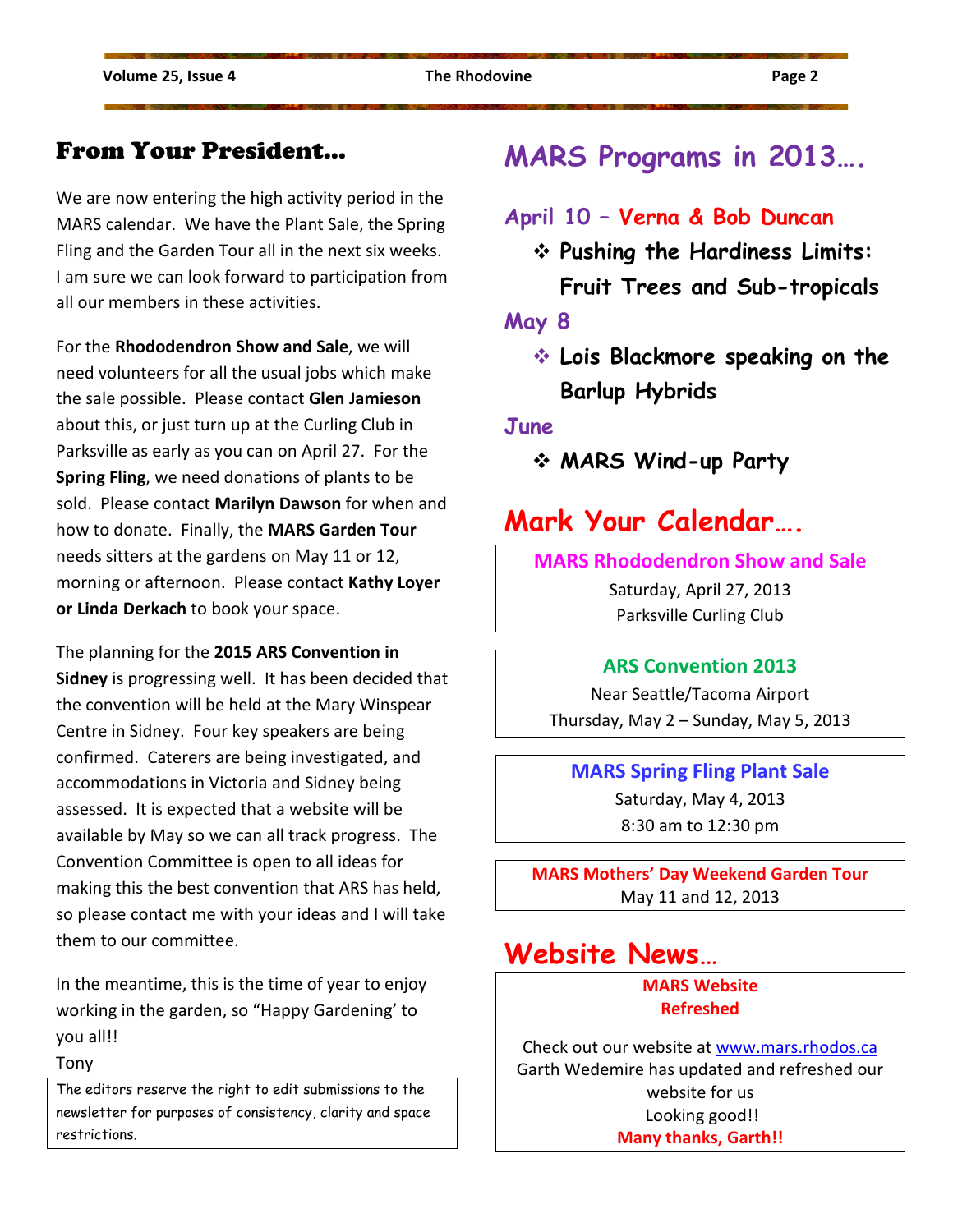## From Your President…

We are now entering the high activity period in the MARS calendar. We have the Plant Sale, the Spring Fling and the Garden Tour all in the next six weeks. I am sure we can look forward to participation from all our members in these activities.

For the **Rhododendron Show and Sale**, we will need volunteers for all the usual jobs which make the sale possible. Please contact **Glen Jamieson** about this, or just turn up at the Curling Club in Parksville as early as you can on April 27. For the **Spring Fling**, we need donations of plants to be sold. Please contact **Marilyn Dawson** for when and how to donate. Finally, the **MARS Garden Tour** needs sitters at the gardens on May 11 or 12, morning or afternoon. Please contact **Kathy Loyer or Linda Derkach** to book your space.

The planning for the **2015 ARS Convention in Sidney** is progressing well. It has been decided that the convention will be held at the Mary Winspear Centre in Sidney. Four key speakers are being confirmed. Caterers are being investigated, and accommodations in Victoria and Sidney being assessed. It is expected that a website will be available by May so we can all track progress. The Convention Committee is open to all ideas for making this the best convention that ARS has held, so please contact me with your ideas and I will take them to our committee.

In the meantime, this is the time of year to enjoy working in the garden, so "Happy Gardening' to you all!!

Tony

The editors reserve the right to edit submissions to the newsletter for purposes of consistency, clarity and space restrictions.

## MARS Programs in 2013….

### April 10 – Verna & Bob Duncan

- **Pushing the Hardiness Limits: Fruit Trees and Sub-tropicals**

### May 8

- **Lois Blackmore speaking on the Barlup Hybrids**

### June

- **MARS Wind-up Party**

## Mark Your Calendar….

**MARS Rhododendron Show and Sale**
Saturday, April 27, 2013
Parksville Curling Club

**ARS Convention 2013**
Near Seattle/Tacoma Airport
Thursday, May 2 – Sunday, May 5, 2013

**MARS Spring Fling Plant Sale**
Saturday, May 4, 2013
8:30 am to 12:30 pm

**MARS Mothers' Day Weekend Garden Tour**
May 11 and 12, 2013

## Website News…

**MARS Website Refreshed**

Check out our website at www.mars.rhodos.ca
Garth Wedemire has updated and refreshed our website for us
Looking good!!
**Many thanks, Garth!!**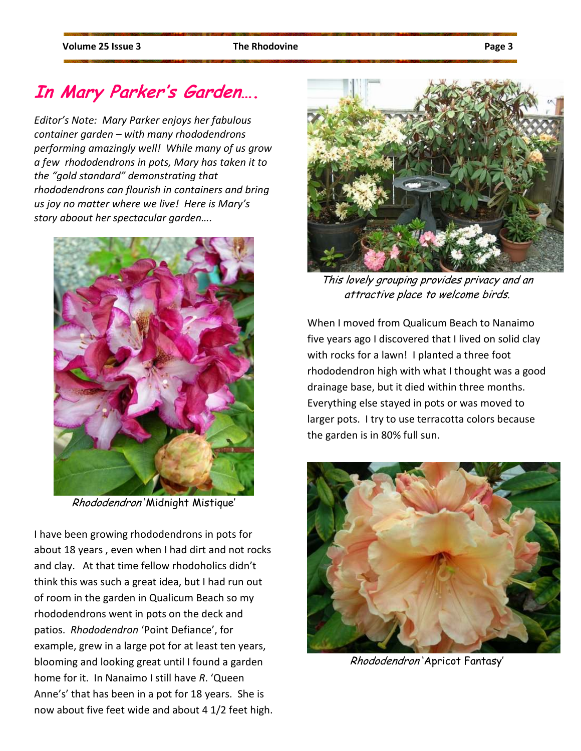# *In Mary Parker's Garden….*

*Editor's Note: Mary Parker enjoys her fabulous container garden – with many rhododendrons performing amazingly well! While many of us grow a few rhododendrons in pots, Mary has taken it to the "gold standard" demonstrating that rhododendrons can flourish in containers and bring us joy no matter where we live! Here is Mary's story aboout her spectacular garden….*

*Rhododendron* 'Midnight Mistique'

I have been growing rhododendrons in pots for about 18 years , even when I had dirt and not rocks and clay. At that time fellow rhodoholics didn't think this was such a great idea, but I had run out of room in the garden in Qualicum Beach so my rhododendrons went in pots on the deck and patios. *Rhododendron* 'Point Defiance', for example, grew in a large pot for at least ten years, blooming and looking great until I found a garden home for it. In Nanaimo I still have *R*. 'Queen Anne's' that has been in a pot for 18 years. She is now about five feet wide and about 4 1/2 feet high.

This lovely grouping provides privacy and an attractive place to welcome birds.

When I moved from Qualicum Beach to Nanaimo five years ago I discovered that I lived on solid clay with rocks for a lawn! I planted a three foot rhododendron high with what I thought was a good drainage base, but it died within three months. Everything else stayed in pots or was moved to larger pots. I try to use terracotta colors because the garden is in 80% full sun.

*Rhododendron* 'Apricot Fantasy'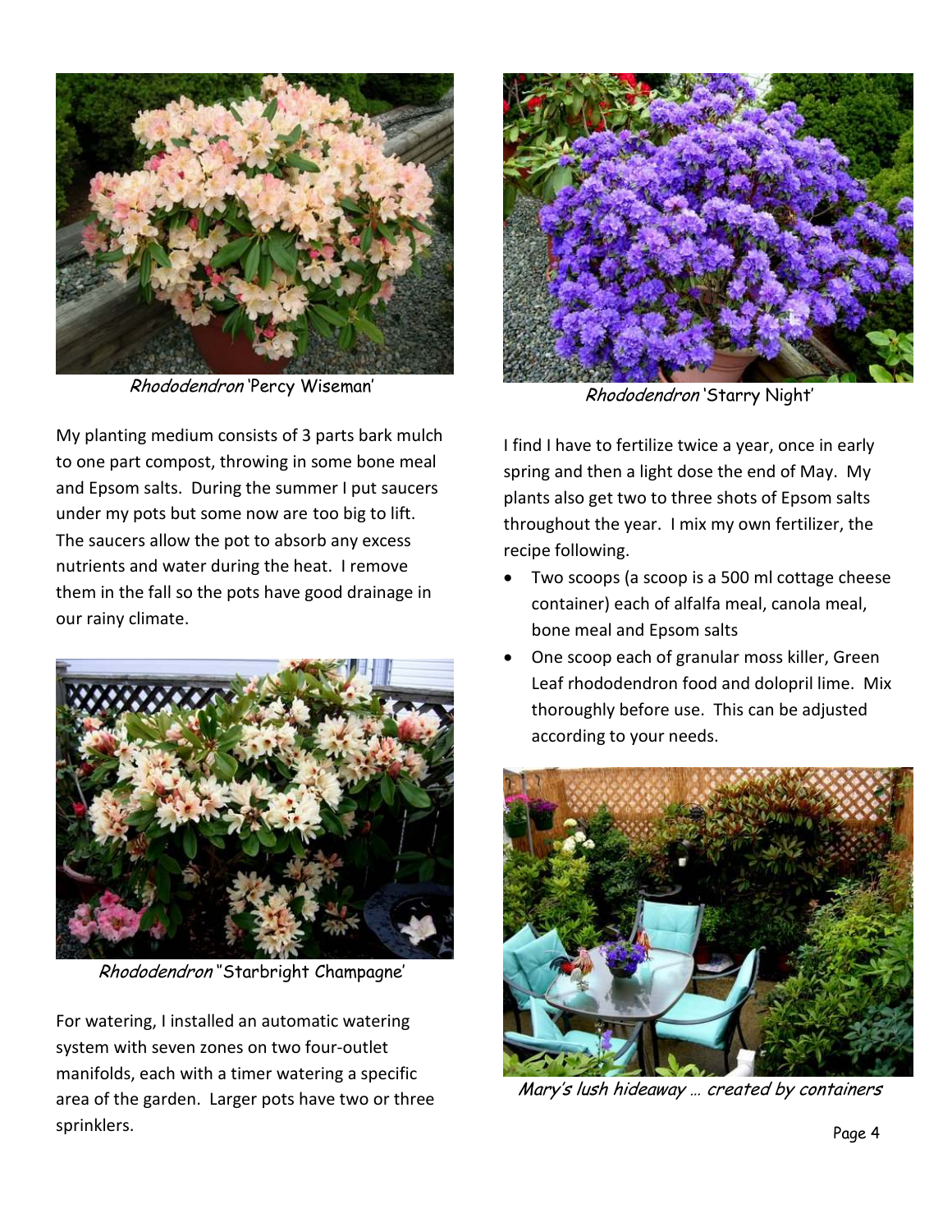*Rhododendron* 'Percy Wiseman'

My planting medium consists of 3 parts bark mulch to one part compost, throwing in some bone meal and Epsom salts. During the summer I put saucers under my pots but some now are too big to lift. The saucers allow the pot to absorb any excess nutrients and water during the heat. I remove them in the fall so the pots have good drainage in our rainy climate.

*Rhododendron* "Starbright Champagne'

For watering, I installed an automatic watering system with seven zones on two four-outlet manifolds, each with a timer watering a specific area of the garden. Larger pots have two or three sprinklers.

*Rhododendron* 'Starry Night'

I find I have to fertilize twice a year, once in early spring and then a light dose the end of May. My plants also get two to three shots of Epsom salts throughout the year. I mix my own fertilizer, the recipe following.

- Two scoops (a scoop is a 500 ml cottage cheese container) each of alfalfa meal, canola meal, bone meal and Epsom salts
- One scoop each of granular moss killer, Green Leaf rhododendron food and dolopril lime. Mix thoroughly before use. This can be adjusted according to your needs.

*Mary's lush hideaway … created by containers*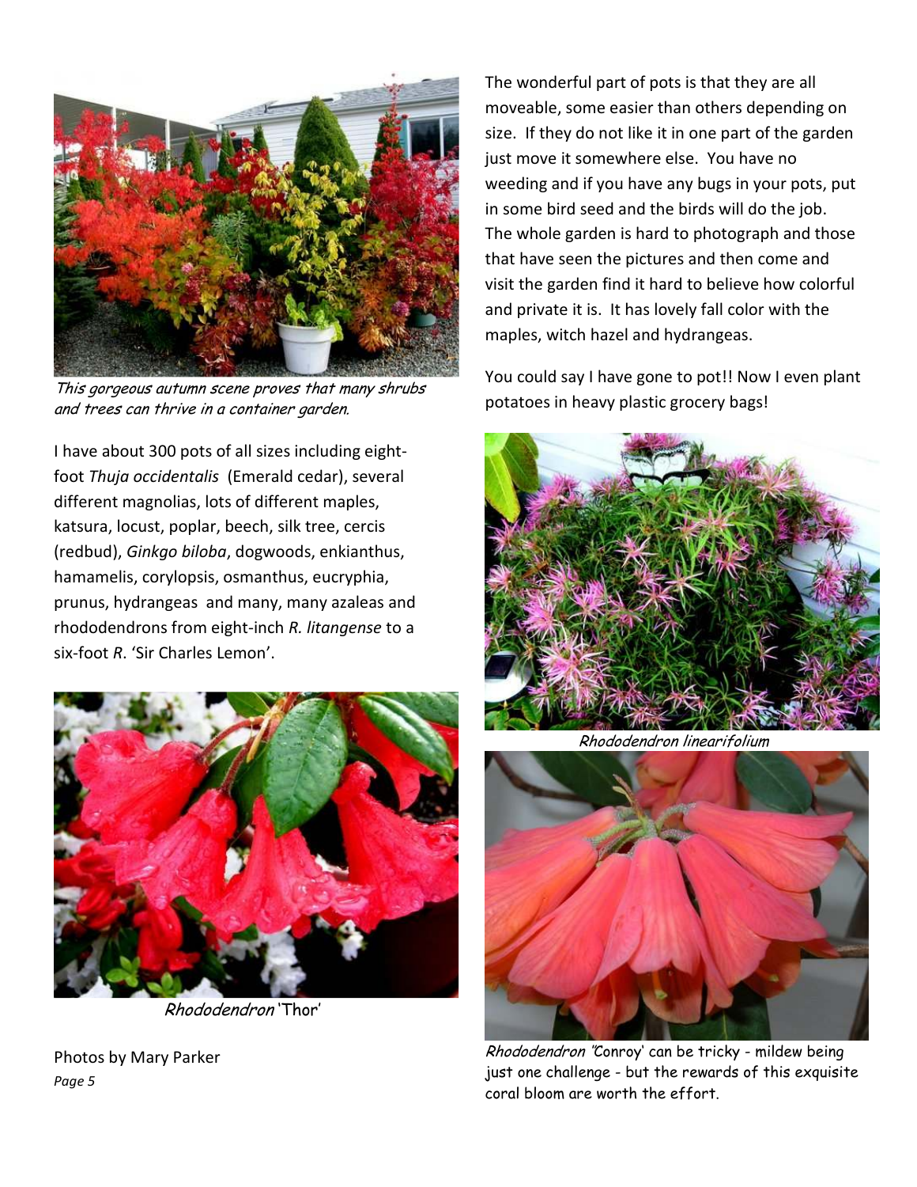*This gorgeous autumn scene proves that many shrubs and trees can thrive in a container garden.*

I have about 300 pots of all sizes including eight-foot *Thuja occidentalis* (Emerald cedar), several different magnolias, lots of different maples, katsura, locust, poplar, beech, silk tree, cercis (redbud), *Ginkgo biloba*, dogwoods, enkianthus, hamamelis, corylopsis, osmanthus, eucryphia, prunus, hydrangeas and many, many azaleas and rhododendrons from eight-inch *R. litangense* to a six-foot *R*. 'Sir Charles Lemon'.

*Rhododendron* 'Thor'

Photos by Mary Parker

The wonderful part of pots is that they are all moveable, some easier than others depending on size. If they do not like it in one part of the garden just move it somewhere else. You have no weeding and if you have any bugs in your pots, put in some bird seed and the birds will do the job. The whole garden is hard to photograph and those that have seen the pictures and then come and visit the garden find it hard to believe how colorful and private it is. It has lovely fall color with the maples, witch hazel and hydrangeas.

You could say I have gone to pot!! Now I even plant potatoes in heavy plastic grocery bags!

*Rhododendron linearifolium*

*Rhododendron* 'Conroy' can be tricky - mildew being just one challenge - but the rewards of this exquisite coral bloom are worth the effort.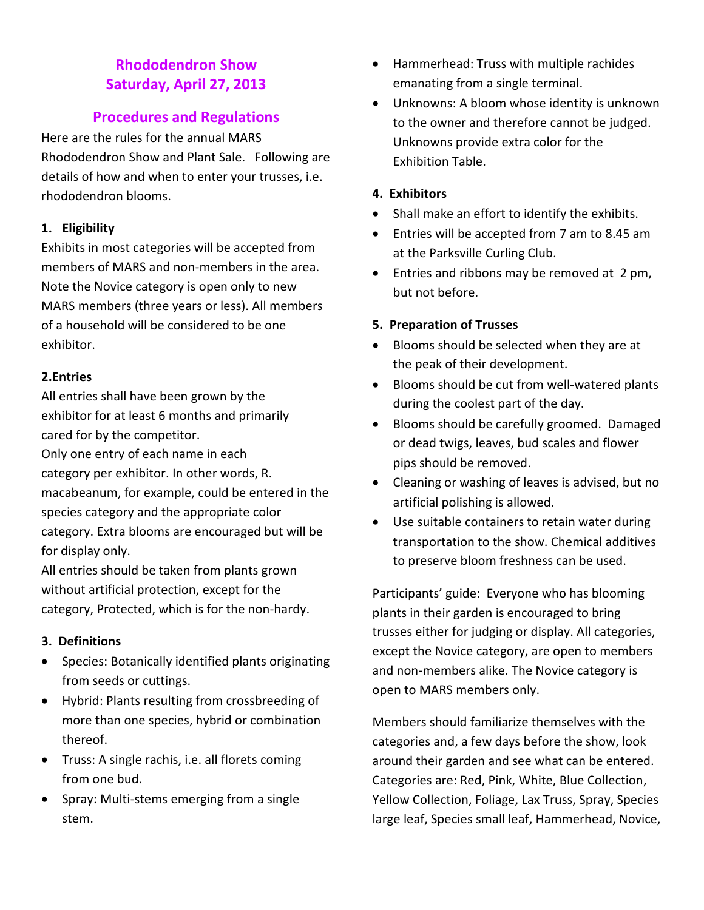## Rhododendron Show
## Saturday, April 27, 2013

## Procedures and Regulations

Here are the rules for the annual MARS Rhododendron Show and Plant Sale. Following are details of how and when to enter your trusses, i.e. rhododendron blooms.

**1. Eligibility**

Exhibits in most categories will be accepted from members of MARS and non-members in the area. Note the Novice category is open only to new MARS members (three years or less). All members of a household will be considered to be one exhibitor.

**2.Entries**

All entries shall have been grown by the exhibitor for at least 6 months and primarily cared for by the competitor.

Only one entry of each name in each category per exhibitor. In other words, R. macabeanum, for example, could be entered in the species category and the appropriate color category. Extra blooms are encouraged but will be for display only.

All entries should be taken from plants grown without artificial protection, except for the category, Protected, which is for the non-hardy.

**3. Definitions**

- Species: Botanically identified plants originating from seeds or cuttings.
- Hybrid: Plants resulting from crossbreeding of more than one species, hybrid or combination thereof.
- Truss: A single rachis, i.e. all florets coming from one bud.
- Spray: Multi-stems emerging from a single stem.
- Hammerhead: Truss with multiple rachides emanating from a single terminal.
- Unknowns: A bloom whose identity is unknown to the owner and therefore cannot be judged. Unknowns provide extra color for the Exhibition Table.

**4. Exhibitors**

- Shall make an effort to identify the exhibits.
- Entries will be accepted from 7 am to 8.45 am at the Parksville Curling Club.
- Entries and ribbons may be removed at 2 pm, but not before.

**5. Preparation of Trusses**

- Blooms should be selected when they are at the peak of their development.
- Blooms should be cut from well-watered plants during the coolest part of the day.
- Blooms should be carefully groomed. Damaged or dead twigs, leaves, bud scales and flower pips should be removed.
- Cleaning or washing of leaves is advised, but no artificial polishing is allowed.
- Use suitable containers to retain water during transportation to the show. Chemical additives to preserve bloom freshness can be used.

Participants' guide: Everyone who has blooming plants in their garden is encouraged to bring trusses either for judging or display. All categories, except the Novice category, are open to members and non-members alike. The Novice category is open to MARS members only.

Members should familiarize themselves with the categories and, a few days before the show, look around their garden and see what can be entered. Categories are: Red, Pink, White, Blue Collection, Yellow Collection, Foliage, Lax Truss, Spray, Species large leaf, Species small leaf, Hammerhead, Novice,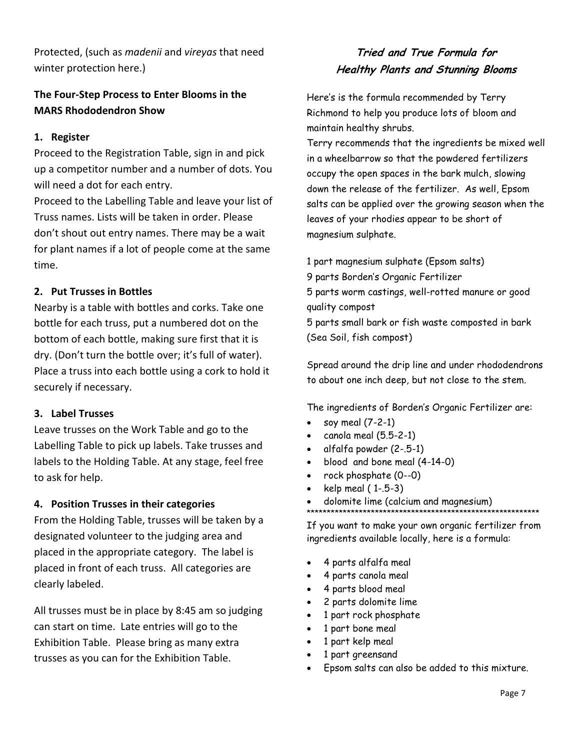Protected, (such as *madenii* and *vireyas* that need winter protection here.)

**The Four-Step Process to Enter Blooms in the MARS Rhododendron Show**

**1. Register**

Proceed to the Registration Table, sign in and pick up a competitor number and a number of dots. You will need a dot for each entry.

Proceed to the Labelling Table and leave your list of Truss names. Lists will be taken in order. Please don't shout out entry names. There may be a wait for plant names if a lot of people come at the same time.

**2. Put Trusses in Bottles**

Nearby is a table with bottles and corks. Take one bottle for each truss, put a numbered dot on the bottom of each bottle, making sure first that it is dry. (Don't turn the bottle over; it's full of water). Place a truss into each bottle using a cork to hold it securely if necessary.

**3. Label Trusses**

Leave trusses on the Work Table and go to the Labelling Table to pick up labels. Take trusses and labels to the Holding Table. At any stage, feel free to ask for help.

**4. Position Trusses in their categories**

From the Holding Table, trusses will be taken by a designated volunteer to the judging area and placed in the appropriate category. The label is placed in front of each truss. All categories are clearly labeled.

All trusses must be in place by 8:45 am so judging can start on time. Late entries will go to the Exhibition Table. Please bring as many extra trusses as you can for the Exhibition Table.

## Tried and True Formula for Healthy Plants and Stunning Blooms

Here's is the formula recommended by Terry Richmond to help you produce lots of bloom and maintain healthy shrubs.

Terry recommends that the ingredients be mixed well in a wheelbarrow so that the powdered fertilizers occupy the open spaces in the bark mulch, slowing down the release of the fertilizer. As well, Epsom salts can be applied over the growing season when the leaves of your rhodies appear to be short of magnesium sulphate.

1 part magnesium sulphate (Epsom salts)
9 parts Borden's Organic Fertilizer
5 parts worm castings, well-rotted manure or good quality compost
5 parts small bark or fish waste composted in bark (Sea Soil, fish compost)

Spread around the drip line and under rhododendrons to about one inch deep, but not close to the stem.

The ingredients of Borden's Organic Fertilizer are:

- soy meal (7-2-1)
- canola meal (5.5-2-1)
- alfalfa powder (2-.5-1)
- blood and bone meal (4-14-0)
- rock phosphate (0--0)
- kelp meal ( 1-.5-3)
- dolomite lime (calcium and magnesium)

************************************************************

If you want to make your own organic fertilizer from ingredients available locally, here is a formula:

- 4 parts alfalfa meal
- 4 parts canola meal
- 4 parts blood meal
- 2 parts dolomite lime
- 1 part rock phosphate
- 1 part bone meal
- 1 part kelp meal
- 1 part greensand
- Epsom salts can also be added to this mixture.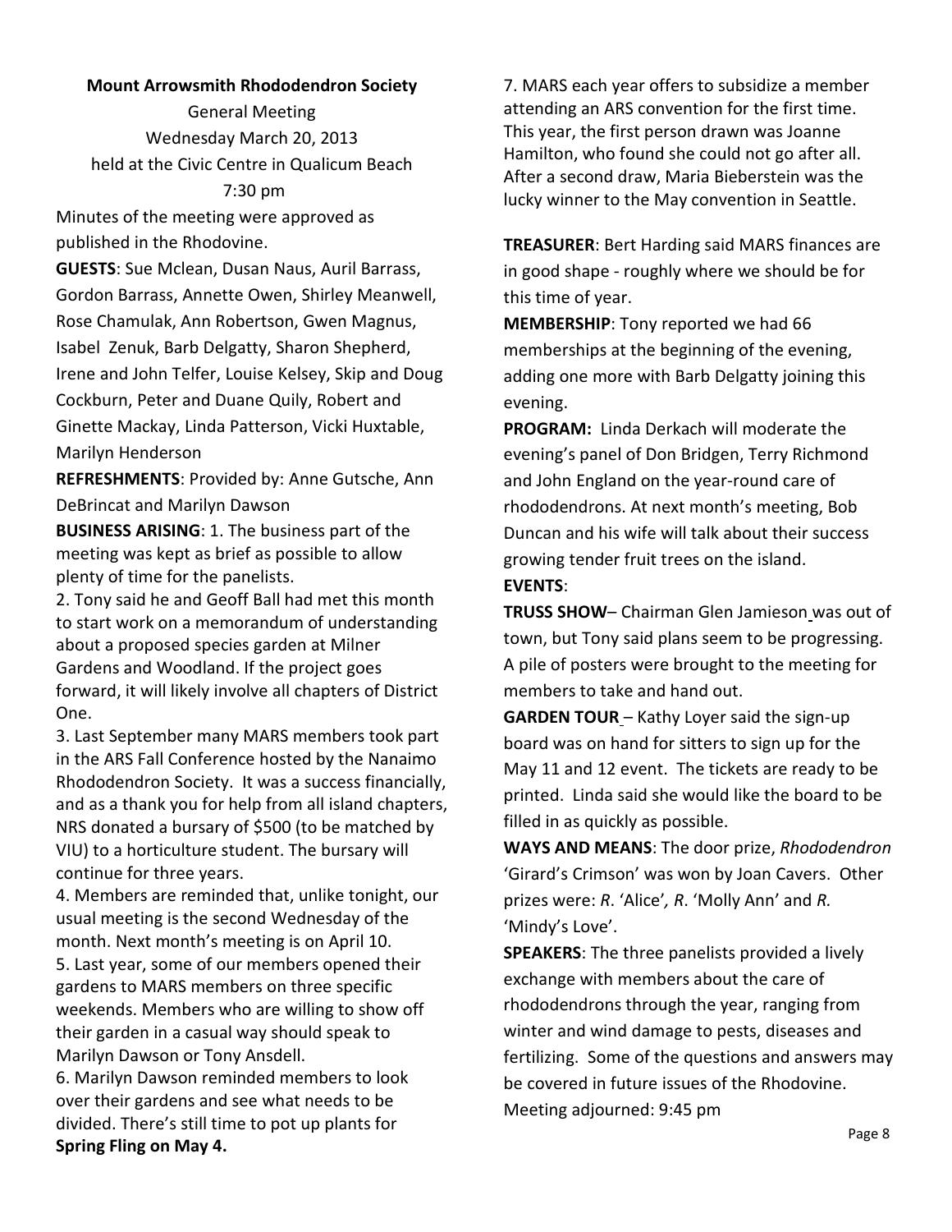**Mount Arrowsmith Rhododendron Society**

General Meeting
Wednesday March 20, 2013
held at the Civic Centre in Qualicum Beach
7:30 pm

Minutes of the meeting were approved as published in the Rhodovine.

**GUESTS**: Sue Mclean, Dusan Naus, Auril Barrass, Gordon Barrass, Annette Owen, Shirley Meanwell, Rose Chamulak, Ann Robertson, Gwen Magnus, Isabel Zenuk, Barb Delgatty, Sharon Shepherd, Irene and John Telfer, Louise Kelsey, Skip and Doug Cockburn, Peter and Duane Quily, Robert and Ginette Mackay, Linda Patterson, Vicki Huxtable, Marilyn Henderson

**REFRESHMENTS**: Provided by: Anne Gutsche, Ann DeBrincat and Marilyn Dawson

**BUSINESS ARISING**: 1. The business part of the meeting was kept as brief as possible to allow plenty of time for the panelists.

2. Tony said he and Geoff Ball had met this month to start work on a memorandum of understanding about a proposed species garden at Milner Gardens and Woodland. If the project goes forward, it will likely involve all chapters of District One.

3. Last September many MARS members took part in the ARS Fall Conference hosted by the Nanaimo Rhododendron Society. It was a success financially, and as a thank you for help from all island chapters, NRS donated a bursary of $500 (to be matched by VIU) to a horticulture student. The bursary will continue for three years.

4. Members are reminded that, unlike tonight, our usual meeting is the second Wednesday of the month. Next month's meeting is on April 10.

5. Last year, some of our members opened their gardens to MARS members on three specific weekends. Members who are willing to show off their garden in a casual way should speak to Marilyn Dawson or Tony Ansdell.

6. Marilyn Dawson reminded members to look over their gardens and see what needs to be divided. There's still time to pot up plants for **Spring Fling on May 4.**

7. MARS each year offers to subsidize a member attending an ARS convention for the first time. This year, the first person drawn was Joanne Hamilton, who found she could not go after all. After a second draw, Maria Bieberstein was the lucky winner to the May convention in Seattle.

**TREASURER**: Bert Harding said MARS finances are in good shape - roughly where we should be for this time of year.

**MEMBERSHIP**: Tony reported we had 66 memberships at the beginning of the evening, adding one more with Barb Delgatty joining this evening.

**PROGRAM:** Linda Derkach will moderate the evening's panel of Don Bridgen, Terry Richmond and John England on the year-round care of rhododendrons. At next month's meeting, Bob Duncan and his wife will talk about their success growing tender fruit trees on the island.

**EVENTS**:

**TRUSS SHOW**– Chairman Glen Jamieson was out of town, but Tony said plans seem to be progressing. A pile of posters were brought to the meeting for members to take and hand out.

**GARDEN TOUR** – Kathy Loyer said the sign-up board was on hand for sitters to sign up for the May 11 and 12 event. The tickets are ready to be printed. Linda said she would like the board to be filled in as quickly as possible.

**WAYS AND MEANS**: The door prize, *Rhododendron* 'Girard's Crimson' was won by Joan Cavers. Other prizes were: *R*. 'Alice', *R*. 'Molly Ann' and *R.* 'Mindy's Love'.

**SPEAKERS**: The three panelists provided a lively exchange with members about the care of rhododendrons through the year, ranging from winter and wind damage to pests, diseases and fertilizing. Some of the questions and answers may be covered in future issues of the Rhodovine.

Meeting adjourned: 9:45 pm